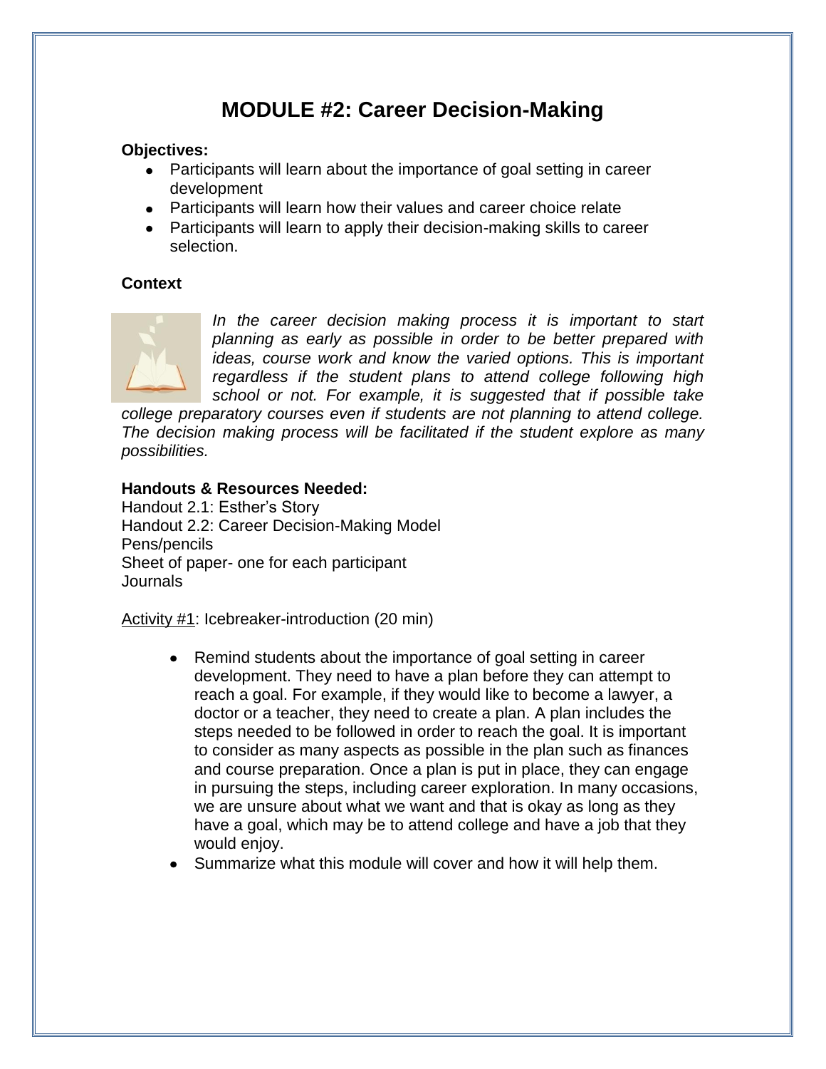# MODULE #2: Career Decision-Making

**Objectives:**

- Participants will learn about the importance of goal setting in career development
- Participants will learn how their values and career choice relate
- Participants will learn to apply their decision-making skills to career selection.

**Context**

*In the career decision making process it is important to start planning as early as possible in order to be better prepared with ideas, course work and know the varied options. This is important regardless if the student plans to attend college following high school or not. For example, it is suggested that if possible take college preparatory courses even if students are not planning to attend college. The decision making process will be facilitated if the student explore as many possibilities.*

**Handouts & Resources Needed:**

Handout 2.1: Esther's Story
Handout 2.2: Career Decision-Making Model
Pens/pencils
Sheet of paper- one for each participant
Journals

<u>Activity #1</u>: Icebreaker-introduction (20 min)

- Remind students about the importance of goal setting in career development. They need to have a plan before they can attempt to reach a goal. For example, if they would like to become a lawyer, a doctor or a teacher, they need to create a plan. A plan includes the steps needed to be followed in order to reach the goal. It is important to consider as many aspects as possible in the plan such as finances and course preparation. Once a plan is put in place, they can engage in pursuing the steps, including career exploration. In many occasions, we are unsure about what we want and that is okay as long as they have a goal, which may be to attend college and have a job that they would enjoy.
- Summarize what this module will cover and how it will help them.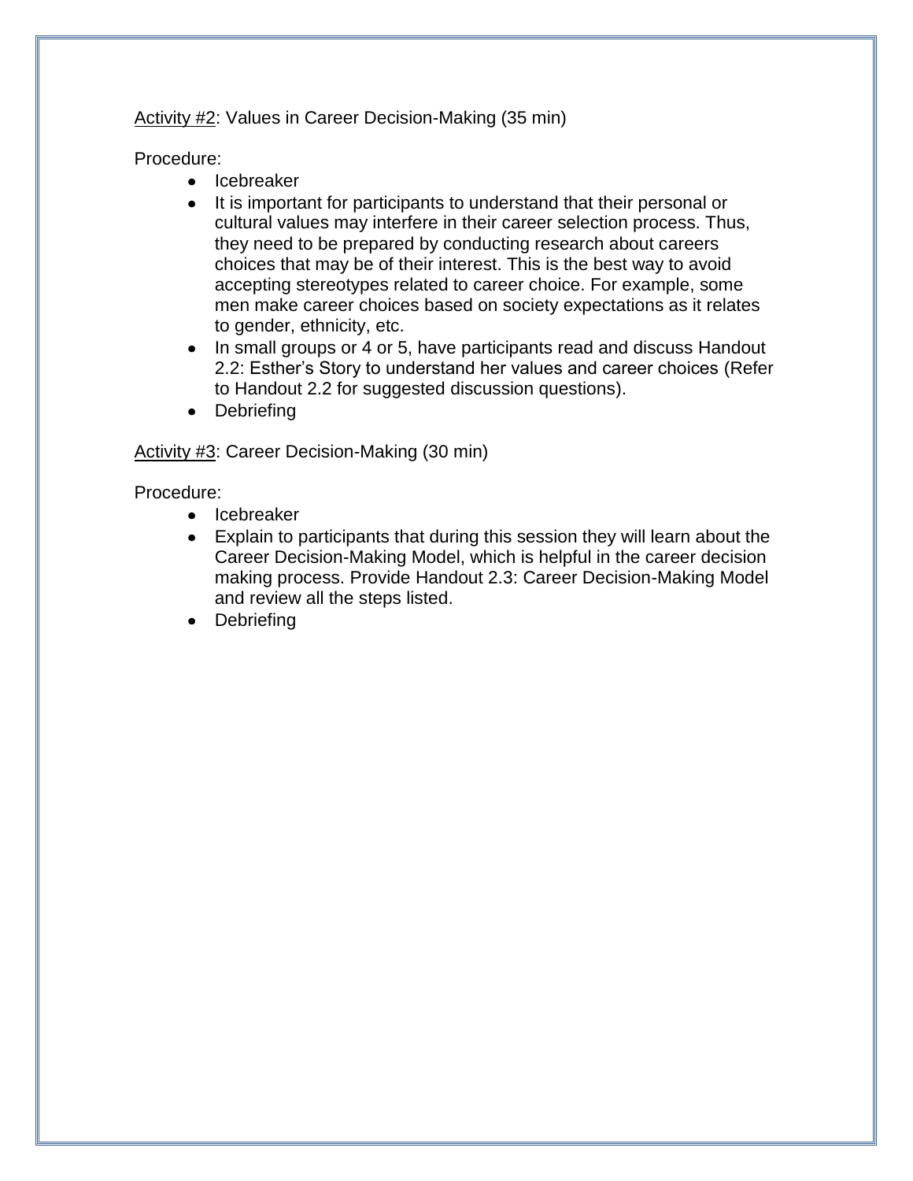<u>Activity #2</u>: Values in Career Decision-Making (35 min)

Procedure:

- Icebreaker
- It is important for participants to understand that their personal or cultural values may interfere in their career selection process. Thus, they need to be prepared by conducting research about careers choices that may be of their interest. This is the best way to avoid accepting stereotypes related to career choice. For example, some men make career choices based on society expectations as it relates to gender, ethnicity, etc.
- In small groups or 4 or 5, have participants read and discuss Handout 2.2: Esther's Story to understand her values and career choices (Refer to Handout 2.2 for suggested discussion questions).
- Debriefing

<u>Activity #3</u>: Career Decision-Making (30 min)

Procedure:

- Icebreaker
- Explain to participants that during this session they will learn about the Career Decision-Making Model, which is helpful in the career decision making process. Provide Handout 2.3: Career Decision-Making Model and review all the steps listed.
- Debriefing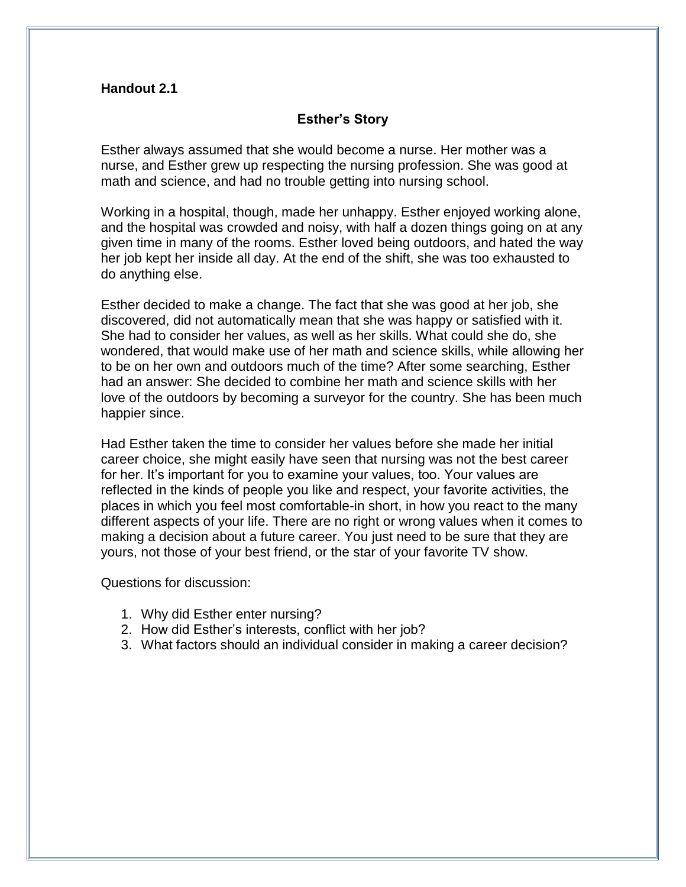**Handout 2.1**

## Esther's Story

Esther always assumed that she would become a nurse. Her mother was a nurse, and Esther grew up respecting the nursing profession. She was good at math and science, and had no trouble getting into nursing school.

Working in a hospital, though, made her unhappy. Esther enjoyed working alone, and the hospital was crowded and noisy, with half a dozen things going on at any given time in many of the rooms. Esther loved being outdoors, and hated the way her job kept her inside all day. At the end of the shift, she was too exhausted to do anything else.

Esther decided to make a change. The fact that she was good at her job, she discovered, did not automatically mean that she was happy or satisfied with it. She had to consider her values, as well as her skills. What could she do, she wondered, that would make use of her math and science skills, while allowing her to be on her own and outdoors much of the time? After some searching, Esther had an answer: She decided to combine her math and science skills with her love of the outdoors by becoming a surveyor for the country. She has been much happier since.

Had Esther taken the time to consider her values before she made her initial career choice, she might easily have seen that nursing was not the best career for her. It's important for you to examine your values, too. Your values are reflected in the kinds of people you like and respect, your favorite activities, the places in which you feel most comfortable-in short, in how you react to the many different aspects of your life. There are no right or wrong values when it comes to making a decision about a future career. You just need to be sure that they are yours, not those of your best friend, or the star of your favorite TV show.

Questions for discussion:

1. Why did Esther enter nursing?
2. How did Esther's interests, conflict with her job?
3. What factors should an individual consider in making a career decision?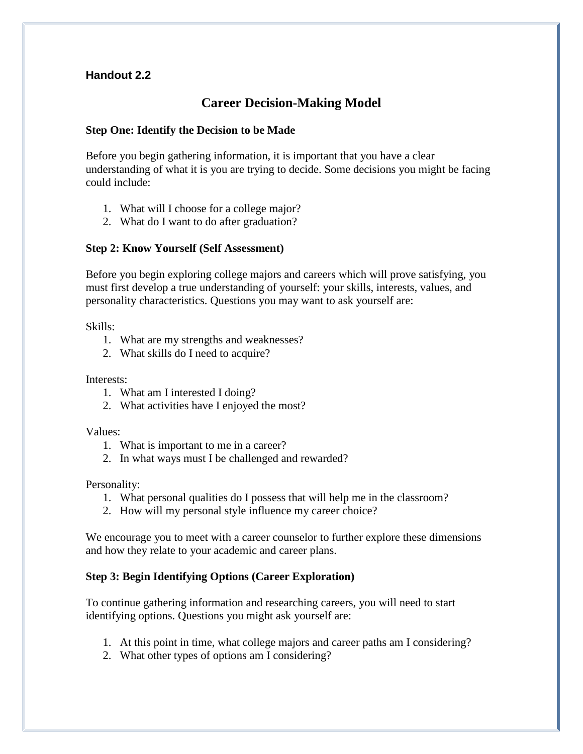**Handout 2.2**

# Career Decision-Making Model

**Step One: Identify the Decision to be Made**

Before you begin gathering information, it is important that you have a clear understanding of what it is you are trying to decide. Some decisions you might be facing could include:

1. What will I choose for a college major?
2. What do I want to do after graduation?

**Step 2: Know Yourself (Self Assessment)**

Before you begin exploring college majors and careers which will prove satisfying, you must first develop a true understanding of yourself: your skills, interests, values, and personality characteristics. Questions you may want to ask yourself are:

Skills:

1. What are my strengths and weaknesses?
2. What skills do I need to acquire?

Interests:

1. What am I interested I doing?
2. What activities have I enjoyed the most?

Values:

1. What is important to me in a career?
2. In what ways must I be challenged and rewarded?

Personality:

1. What personal qualities do I possess that will help me in the classroom?
2. How will my personal style influence my career choice?

We encourage you to meet with a career counselor to further explore these dimensions and how they relate to your academic and career plans.

**Step 3: Begin Identifying Options (Career Exploration)**

To continue gathering information and researching careers, you will need to start identifying options. Questions you might ask yourself are:

1. At this point in time, what college majors and career paths am I considering?
2. What other types of options am I considering?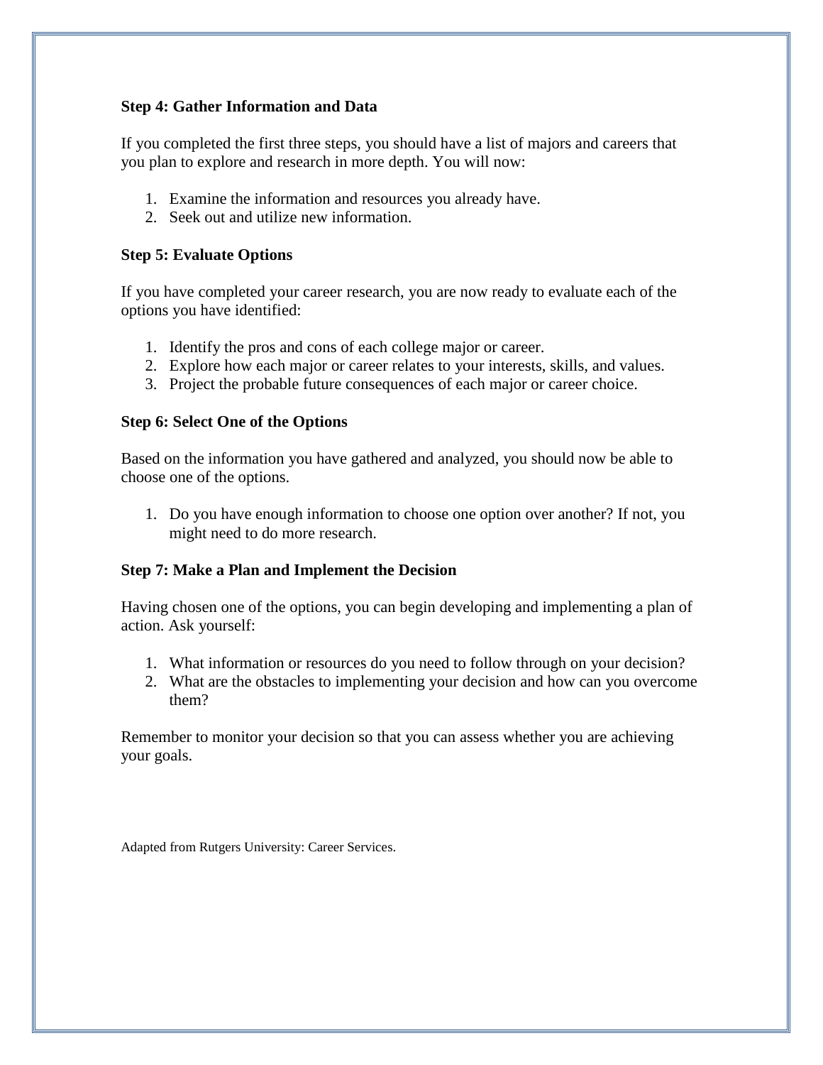**Step 4: Gather Information and Data**

If you completed the first three steps, you should have a list of majors and careers that you plan to explore and research in more depth. You will now:

1. Examine the information and resources you already have.
2. Seek out and utilize new information.

**Step 5: Evaluate Options**

If you have completed your career research, you are now ready to evaluate each of the options you have identified:

1. Identify the pros and cons of each college major or career.
2. Explore how each major or career relates to your interests, skills, and values.
3. Project the probable future consequences of each major or career choice.

**Step 6: Select One of the Options**

Based on the information you have gathered and analyzed, you should now be able to choose one of the options.

1. Do you have enough information to choose one option over another? If not, you might need to do more research.

**Step 7: Make a Plan and Implement the Decision**

Having chosen one of the options, you can begin developing and implementing a plan of action. Ask yourself:

1. What information or resources do you need to follow through on your decision?
2. What are the obstacles to implementing your decision and how can you overcome them?

Remember to monitor your decision so that you can assess whether you are achieving your goals.

Adapted from Rutgers University: Career Services.